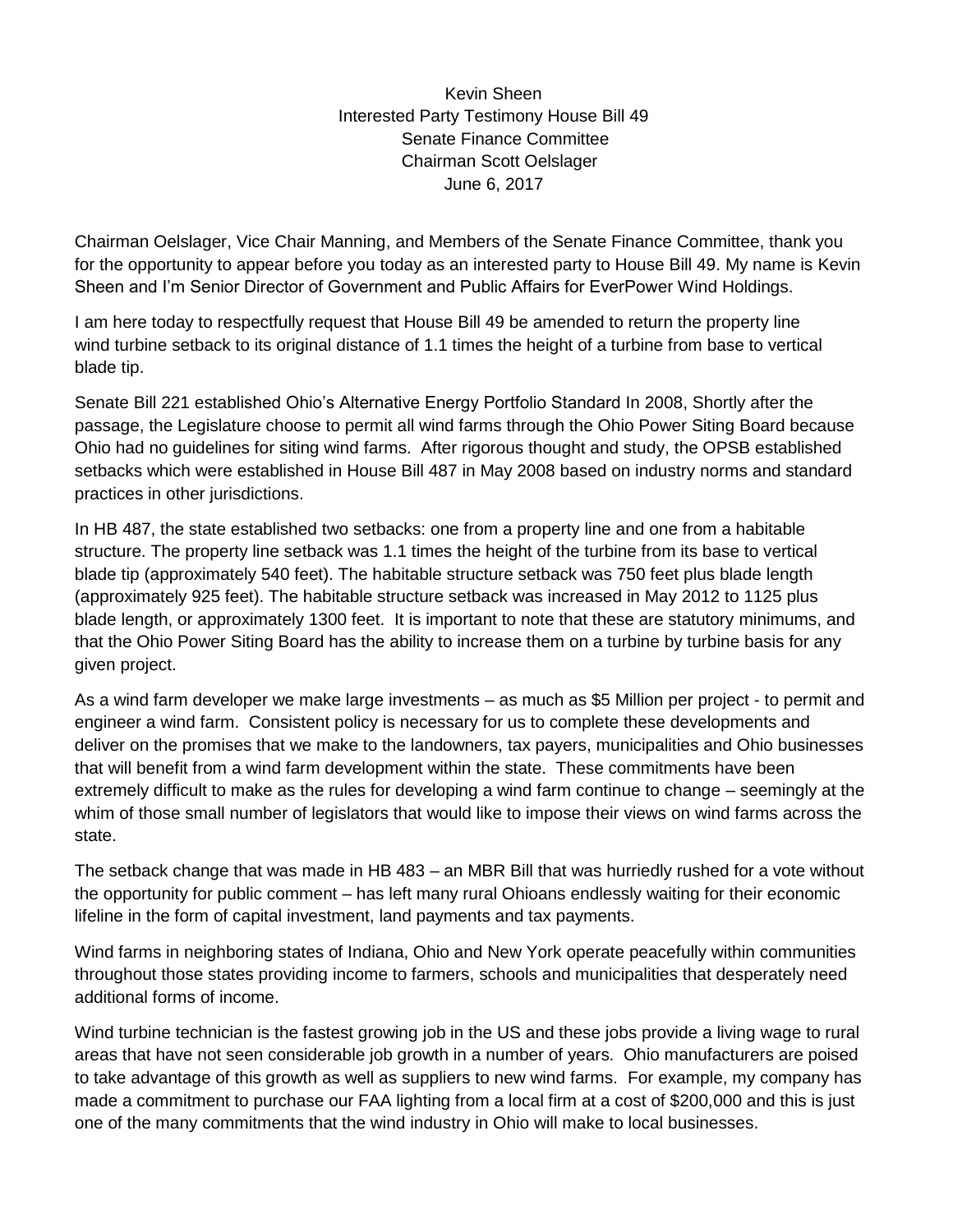Kevin Sheen
Interested Party Testimony House Bill 49
Senate Finance Committee
Chairman Scott Oelslager
June 6, 2017

Chairman Oelslager, Vice Chair Manning, and Members of the Senate Finance Committee, thank you for the opportunity to appear before you today as an interested party to House Bill 49. My name is Kevin Sheen and I'm Senior Director of Government and Public Affairs for EverPower Wind Holdings.

I am here today to respectfully request that House Bill 49 be amended to return the property line wind turbine setback to its original distance of 1.1 times the height of a turbine from base to vertical blade tip.

Senate Bill 221 established Ohio's Alternative Energy Portfolio Standard In 2008, Shortly after the passage, the Legislature choose to permit all wind farms through the Ohio Power Siting Board because Ohio had no guidelines for siting wind farms. After rigorous thought and study, the OPSB established setbacks which were established in House Bill 487 in May 2008 based on industry norms and standard practices in other jurisdictions.

In HB 487, the state established two setbacks: one from a property line and one from a habitable structure. The property line setback was 1.1 times the height of the turbine from its base to vertical blade tip (approximately 540 feet). The habitable structure setback was 750 feet plus blade length (approximately 925 feet). The habitable structure setback was increased in May 2012 to 1125 plus blade length, or approximately 1300 feet. It is important to note that these are statutory minimums, and that the Ohio Power Siting Board has the ability to increase them on a turbine by turbine basis for any given project.

As a wind farm developer we make large investments – as much as $5 Million per project - to permit and engineer a wind farm. Consistent policy is necessary for us to complete these developments and deliver on the promises that we make to the landowners, tax payers, municipalities and Ohio businesses that will benefit from a wind farm development within the state. These commitments have been extremely difficult to make as the rules for developing a wind farm continue to change – seemingly at the whim of those small number of legislators that would like to impose their views on wind farms across the state.

The setback change that was made in HB 483 – an MBR Bill that was hurriedly rushed for a vote without the opportunity for public comment – has left many rural Ohioans endlessly waiting for their economic lifeline in the form of capital investment, land payments and tax payments.

Wind farms in neighboring states of Indiana, Ohio and New York operate peacefully within communities throughout those states providing income to farmers, schools and municipalities that desperately need additional forms of income.

Wind turbine technician is the fastest growing job in the US and these jobs provide a living wage to rural areas that have not seen considerable job growth in a number of years. Ohio manufacturers are poised to take advantage of this growth as well as suppliers to new wind farms. For example, my company has made a commitment to purchase our FAA lighting from a local firm at a cost of $200,000 and this is just one of the many commitments that the wind industry in Ohio will make to local businesses.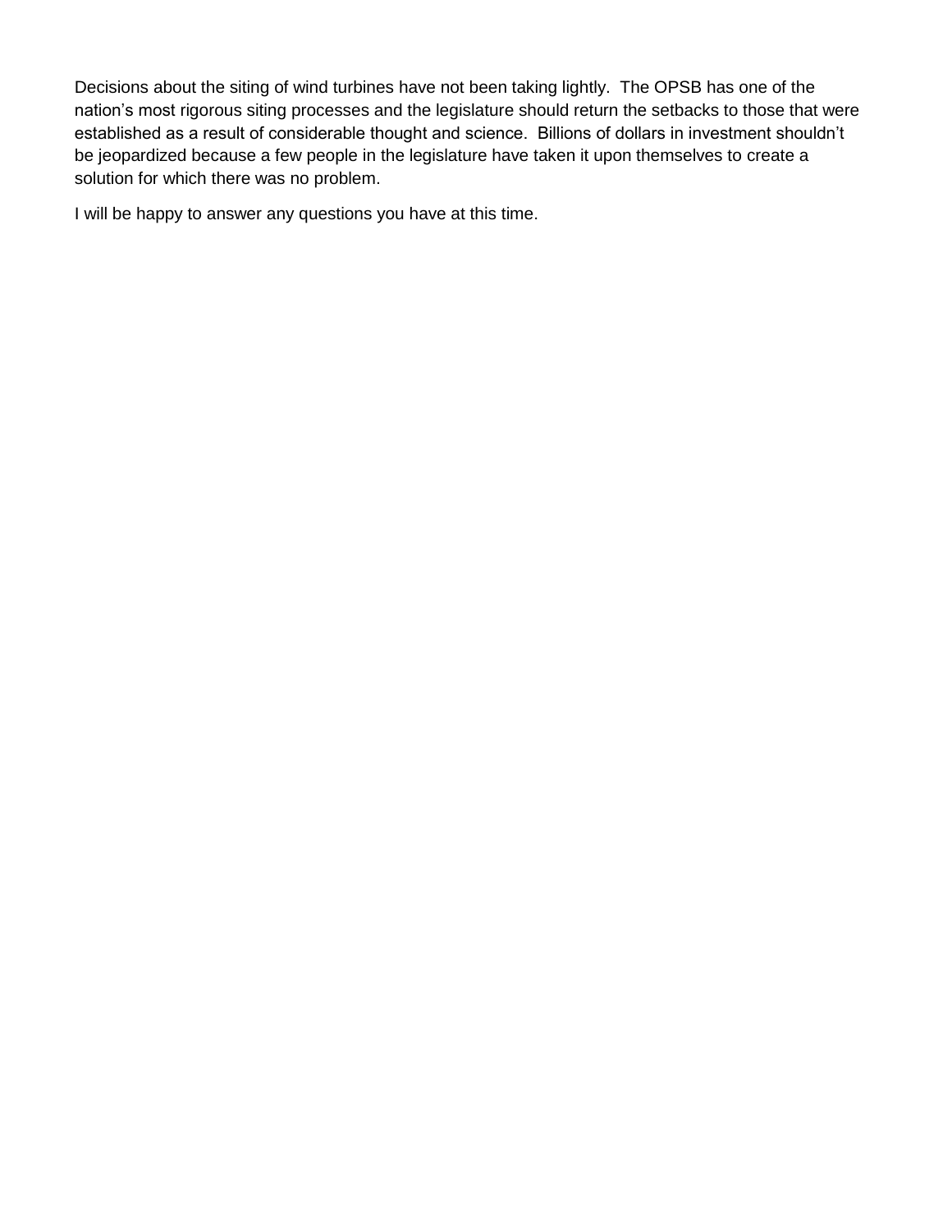Decisions about the siting of wind turbines have not been taking lightly.  The OPSB has one of the nation's most rigorous siting processes and the legislature should return the setbacks to those that were established as a result of considerable thought and science.  Billions of dollars in investment shouldn't be jeopardized because a few people in the legislature have taken it upon themselves to create a solution for which there was no problem.

I will be happy to answer any questions you have at this time.